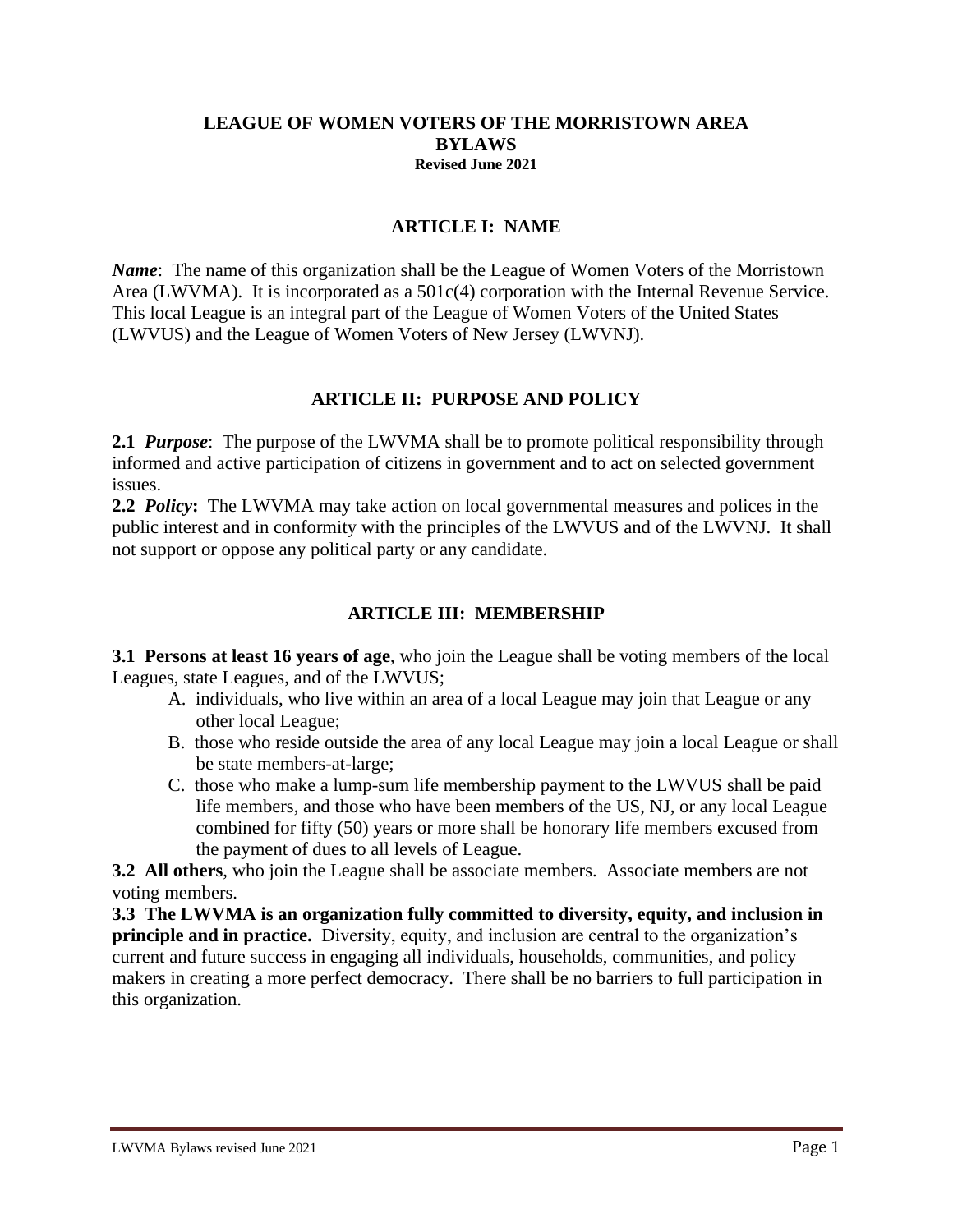# LEAGUE OF WOMEN VOTERS OF THE MORRISTOWN AREA
# BYLAWS
**Revised June 2021**

## ARTICLE I: NAME

***Name***: The name of this organization shall be the League of Women Voters of the Morristown Area (LWVMA). It is incorporated as a 501c(4) corporation with the Internal Revenue Service. This local League is an integral part of the League of Women Voters of the United States (LWVUS) and the League of Women Voters of New Jersey (LWVNJ).

## ARTICLE II: PURPOSE AND POLICY

**2.1** ***Purpose***: The purpose of the LWVMA shall be to promote political responsibility through informed and active participation of citizens in government and to act on selected government issues.

**2.2** ***Policy*:** The LWVMA may take action on local governmental measures and polices in the public interest and in conformity with the principles of the LWVUS and of the LWVNJ. It shall not support or oppose any political party or any candidate.

## ARTICLE III: MEMBERSHIP

**3.1 Persons at least 16 years of age**, who join the League shall be voting members of the local Leagues, state Leagues, and of the LWVUS;

A. individuals, who live within an area of a local League may join that League or any other local League;

B. those who reside outside the area of any local League may join a local League or shall be state members-at-large;

C. those who make a lump-sum life membership payment to the LWVUS shall be paid life members, and those who have been members of the US, NJ, or any local League combined for fifty (50) years or more shall be honorary life members excused from the payment of dues to all levels of League.

**3.2 All others**, who join the League shall be associate members. Associate members are not voting members.

**3.3 The LWVMA is an organization fully committed to diversity, equity, and inclusion in principle and in practice.** Diversity, equity, and inclusion are central to the organization's current and future success in engaging all individuals, households, communities, and policy makers in creating a more perfect democracy. There shall be no barriers to full participation in this organization.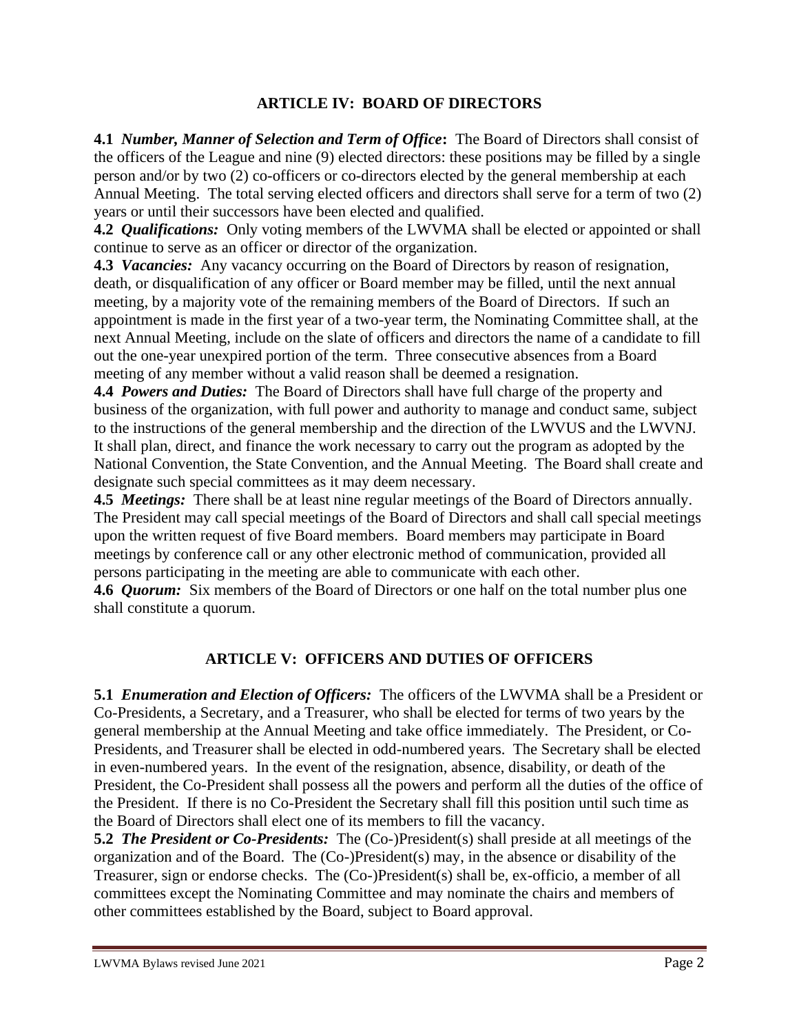## ARTICLE IV: BOARD OF DIRECTORS

**4.1** ***Number, Manner of Selection and Term of Office*:** The Board of Directors shall consist of the officers of the League and nine (9) elected directors: these positions may be filled by a single person and/or by two (2) co-officers or co-directors elected by the general membership at each Annual Meeting. The total serving elected officers and directors shall serve for a term of two (2) years or until their successors have been elected and qualified.

**4.2** ***Qualifications:*** Only voting members of the LWVMA shall be elected or appointed or shall continue to serve as an officer or director of the organization.

**4.3** ***Vacancies:*** Any vacancy occurring on the Board of Directors by reason of resignation, death, or disqualification of any officer or Board member may be filled, until the next annual meeting, by a majority vote of the remaining members of the Board of Directors. If such an appointment is made in the first year of a two-year term, the Nominating Committee shall, at the next Annual Meeting, include on the slate of officers and directors the name of a candidate to fill out the one-year unexpired portion of the term. Three consecutive absences from a Board meeting of any member without a valid reason shall be deemed a resignation.

**4.4** ***Powers and Duties:*** The Board of Directors shall have full charge of the property and business of the organization, with full power and authority to manage and conduct same, subject to the instructions of the general membership and the direction of the LWVUS and the LWVNJ. It shall plan, direct, and finance the work necessary to carry out the program as adopted by the National Convention, the State Convention, and the Annual Meeting. The Board shall create and designate such special committees as it may deem necessary.

**4.5** ***Meetings:*** There shall be at least nine regular meetings of the Board of Directors annually. The President may call special meetings of the Board of Directors and shall call special meetings upon the written request of five Board members. Board members may participate in Board meetings by conference call or any other electronic method of communication, provided all persons participating in the meeting are able to communicate with each other.

**4.6** ***Quorum:*** Six members of the Board of Directors or one half on the total number plus one shall constitute a quorum.

## ARTICLE V: OFFICERS AND DUTIES OF OFFICERS

**5.1** ***Enumeration and Election of Officers:*** The officers of the LWVMA shall be a President or Co-Presidents, a Secretary, and a Treasurer, who shall be elected for terms of two years by the general membership at the Annual Meeting and take office immediately. The President, or Co-Presidents, and Treasurer shall be elected in odd-numbered years. The Secretary shall be elected in even-numbered years. In the event of the resignation, absence, disability, or death of the President, the Co-President shall possess all the powers and perform all the duties of the office of the President. If there is no Co-President the Secretary shall fill this position until such time as the Board of Directors shall elect one of its members to fill the vacancy.

**5.2** ***The President or Co-Presidents:*** The (Co-)President(s) shall preside at all meetings of the organization and of the Board. The (Co-)President(s) may, in the absence or disability of the Treasurer, sign or endorse checks. The (Co-)President(s) shall be, ex-officio, a member of all committees except the Nominating Committee and may nominate the chairs and members of other committees established by the Board, subject to Board approval.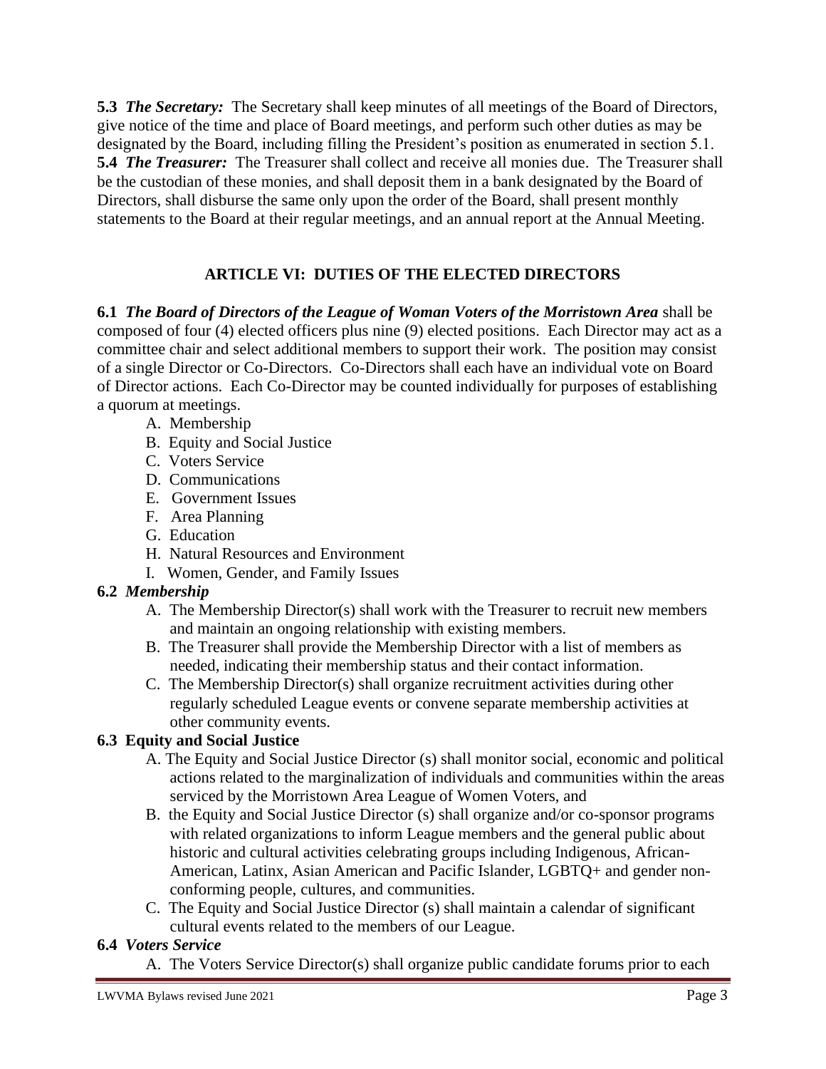**5.3** ***The Secretary:*** The Secretary shall keep minutes of all meetings of the Board of Directors, give notice of the time and place of Board meetings, and perform such other duties as may be designated by the Board, including filling the President's position as enumerated in section 5.1.
**5.4** ***The Treasurer:*** The Treasurer shall collect and receive all monies due. The Treasurer shall be the custodian of these monies, and shall deposit them in a bank designated by the Board of Directors, shall disburse the same only upon the order of the Board, shall present monthly statements to the Board at their regular meetings, and an annual report at the Annual Meeting.

## ARTICLE VI: DUTIES OF THE ELECTED DIRECTORS

**6.1** ***The Board of Directors of the League of Woman Voters of the Morristown Area*** shall be composed of four (4) elected officers plus nine (9) elected positions. Each Director may act as a committee chair and select additional members to support their work. The position may consist of a single Director or Co-Directors. Co-Directors shall each have an individual vote on Board of Director actions. Each Co-Director may be counted individually for purposes of establishing a quorum at meetings.

A. Membership
B. Equity and Social Justice
C. Voters Service
D. Communications
E. Government Issues
F. Area Planning
G. Education
H. Natural Resources and Environment
I. Women, Gender, and Family Issues

**6.2** ***Membership***

A. The Membership Director(s) shall work with the Treasurer to recruit new members and maintain an ongoing relationship with existing members.
B. The Treasurer shall provide the Membership Director with a list of members as needed, indicating their membership status and their contact information.
C. The Membership Director(s) shall organize recruitment activities during other regularly scheduled League events or convene separate membership activities at other community events.

**6.3 Equity and Social Justice**

A. The Equity and Social Justice Director (s) shall monitor social, economic and political actions related to the marginalization of individuals and communities within the areas serviced by the Morristown Area League of Women Voters, and
B. the Equity and Social Justice Director (s) shall organize and/or co-sponsor programs with related organizations to inform League members and the general public about historic and cultural activities celebrating groups including Indigenous, African-American, Latinx, Asian American and Pacific Islander, LGBTQ+ and gender non-conforming people, cultures, and communities.
C. The Equity and Social Justice Director (s) shall maintain a calendar of significant cultural events related to the members of our League.

**6.4** ***Voters Service***

A. The Voters Service Director(s) shall organize public candidate forums prior to each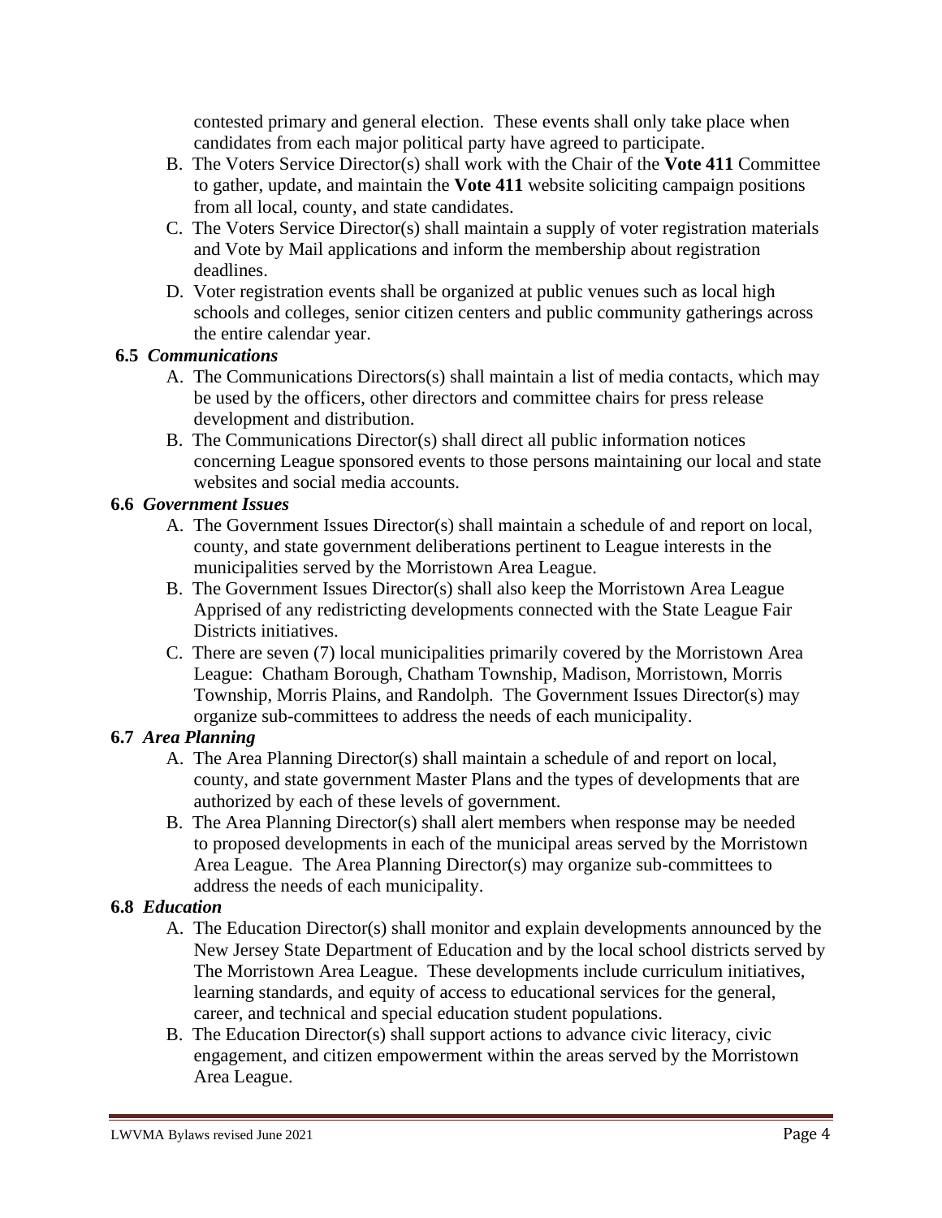contested primary and general election. These events shall only take place when candidates from each major political party have agreed to participate.

B. The Voters Service Director(s) shall work with the Chair of the **Vote 411** Committee to gather, update, and maintain the **Vote 411** website soliciting campaign positions from all local, county, and state candidates.

C. The Voters Service Director(s) shall maintain a supply of voter registration materials and Vote by Mail applications and inform the membership about registration deadlines.

D. Voter registration events shall be organized at public venues such as local high schools and colleges, senior citizen centers and public community gatherings across the entire calendar year.

**6.5** ***Communications***

A. The Communications Directors(s) shall maintain a list of media contacts, which may be used by the officers, other directors and committee chairs for press release development and distribution.

B. The Communications Director(s) shall direct all public information notices concerning League sponsored events to those persons maintaining our local and state websites and social media accounts.

**6.6** ***Government Issues***

A. The Government Issues Director(s) shall maintain a schedule of and report on local, county, and state government deliberations pertinent to League interests in the municipalities served by the Morristown Area League.

B. The Government Issues Director(s) shall also keep the Morristown Area League Apprised of any redistricting developments connected with the State League Fair Districts initiatives.

C. There are seven (7) local municipalities primarily covered by the Morristown Area League: Chatham Borough, Chatham Township, Madison, Morristown, Morris Township, Morris Plains, and Randolph. The Government Issues Director(s) may organize sub-committees to address the needs of each municipality.

**6.7** ***Area Planning***

A. The Area Planning Director(s) shall maintain a schedule of and report on local, county, and state government Master Plans and the types of developments that are authorized by each of these levels of government.

B. The Area Planning Director(s) shall alert members when response may be needed to proposed developments in each of the municipal areas served by the Morristown Area League. The Area Planning Director(s) may organize sub-committees to address the needs of each municipality.

**6.8** ***Education***

A. The Education Director(s) shall monitor and explain developments announced by the New Jersey State Department of Education and by the local school districts served by The Morristown Area League. These developments include curriculum initiatives, learning standards, and equity of access to educational services for the general, career, and technical and special education student populations.

B. The Education Director(s) shall support actions to advance civic literacy, civic engagement, and citizen empowerment within the areas served by the Morristown Area League.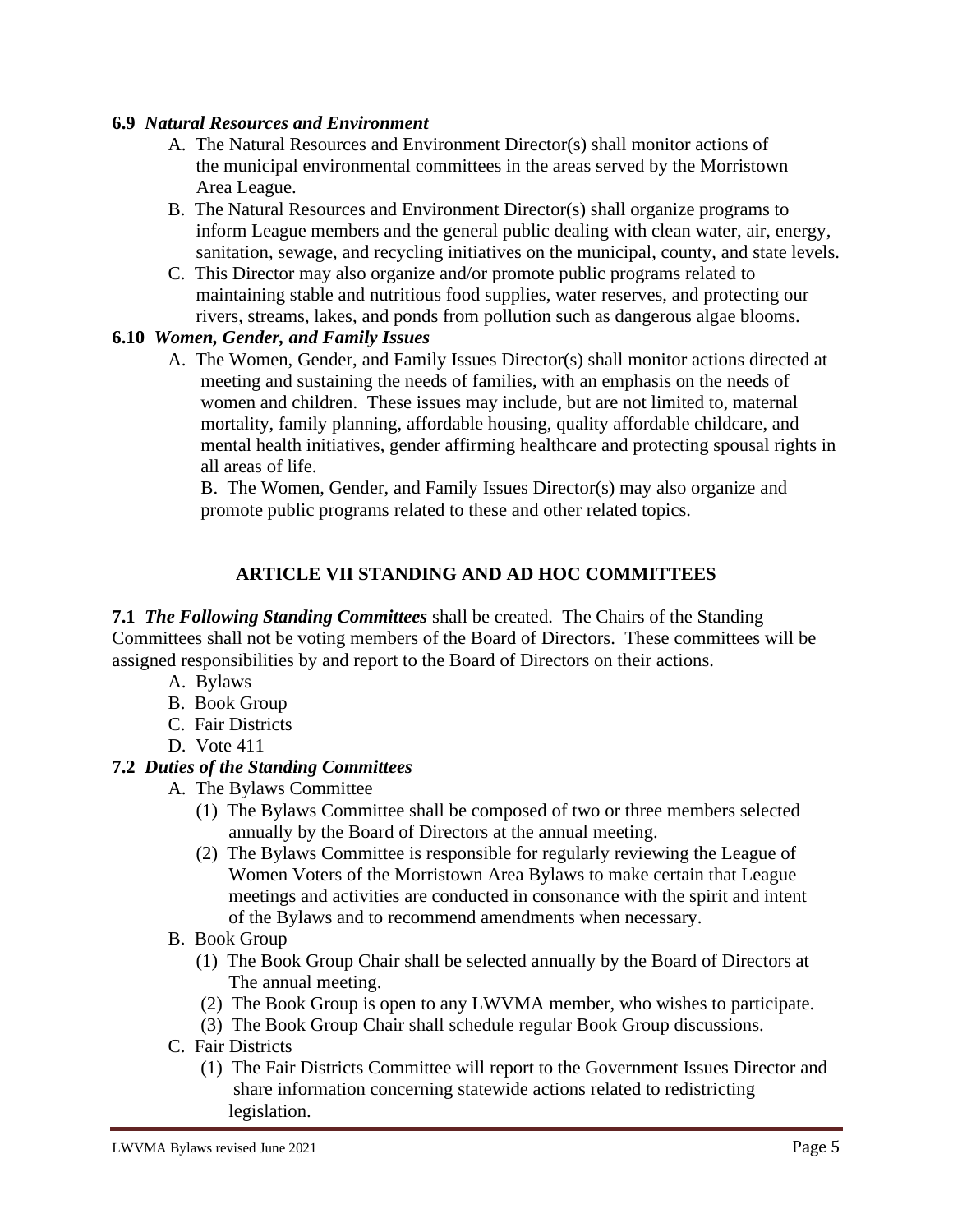**6.9** ***Natural Resources and Environment***

A. The Natural Resources and Environment Director(s) shall monitor actions of the municipal environmental committees in the areas served by the Morristown Area League.

B. The Natural Resources and Environment Director(s) shall organize programs to inform League members and the general public dealing with clean water, air, energy, sanitation, sewage, and recycling initiatives on the municipal, county, and state levels.

C. This Director may also organize and/or promote public programs related to maintaining stable and nutritious food supplies, water reserves, and protecting our rivers, streams, lakes, and ponds from pollution such as dangerous algae blooms.

**6.10** ***Women, Gender, and Family Issues***

A. The Women, Gender, and Family Issues Director(s) shall monitor actions directed at meeting and sustaining the needs of families, with an emphasis on the needs of women and children. These issues may include, but are not limited to, maternal mortality, family planning, affordable housing, quality affordable childcare, and mental health initiatives, gender affirming healthcare and protecting spousal rights in all areas of life.

B. The Women, Gender, and Family Issues Director(s) may also organize and promote public programs related to these and other related topics.

## ARTICLE VII STANDING AND AD HOC COMMITTEES

**7.1** ***The Following Standing Committees*** shall be created. The Chairs of the Standing Committees shall not be voting members of the Board of Directors. These committees will be assigned responsibilities by and report to the Board of Directors on their actions.

A. Bylaws
B. Book Group
C. Fair Districts
D. Vote 411

**7.2** ***Duties of the Standing Committees***

A. The Bylaws Committee
  (1) The Bylaws Committee shall be composed of two or three members selected annually by the Board of Directors at the annual meeting.
  (2) The Bylaws Committee is responsible for regularly reviewing the League of Women Voters of the Morristown Area Bylaws to make certain that League meetings and activities are conducted in consonance with the spirit and intent of the Bylaws and to recommend amendments when necessary.

B. Book Group
  (1) The Book Group Chair shall be selected annually by the Board of Directors at The annual meeting.
  (2) The Book Group is open to any LWVMA member, who wishes to participate.
  (3) The Book Group Chair shall schedule regular Book Group discussions.

C. Fair Districts
  (1) The Fair Districts Committee will report to the Government Issues Director and share information concerning statewide actions related to redistricting legislation.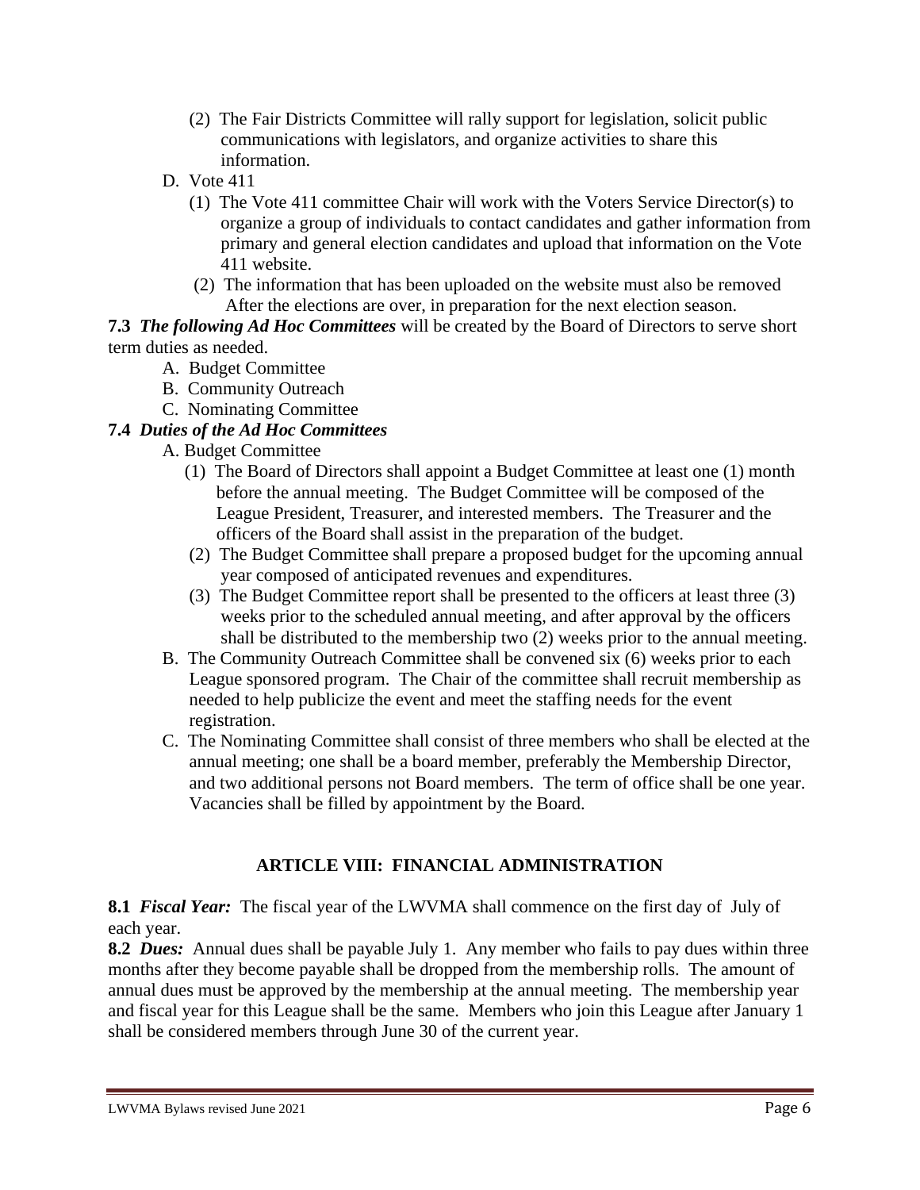(2) The Fair Districts Committee will rally support for legislation, solicit public communications with legislators, and organize activities to share this information.

D. Vote 411

(1) The Vote 411 committee Chair will work with the Voters Service Director(s) to organize a group of individuals to contact candidates and gather information from primary and general election candidates and upload that information on the Vote 411 website.

(2) The information that has been uploaded on the website must also be removed After the elections are over, in preparation for the next election season.

**7.3** ***The following Ad Hoc Committees*** will be created by the Board of Directors to serve short term duties as needed.

A. Budget Committee
B. Community Outreach
C. Nominating Committee

**7.4** ***Duties of the Ad Hoc Committees***

A. Budget Committee

(1) The Board of Directors shall appoint a Budget Committee at least one (1) month before the annual meeting. The Budget Committee will be composed of the League President, Treasurer, and interested members. The Treasurer and the officers of the Board shall assist in the preparation of the budget.

(2) The Budget Committee shall prepare a proposed budget for the upcoming annual year composed of anticipated revenues and expenditures.

(3) The Budget Committee report shall be presented to the officers at least three (3) weeks prior to the scheduled annual meeting, and after approval by the officers shall be distributed to the membership two (2) weeks prior to the annual meeting.

B. The Community Outreach Committee shall be convened six (6) weeks prior to each League sponsored program. The Chair of the committee shall recruit membership as needed to help publicize the event and meet the staffing needs for the event registration.

C. The Nominating Committee shall consist of three members who shall be elected at the annual meeting; one shall be a board member, preferably the Membership Director, and two additional persons not Board members. The term of office shall be one year. Vacancies shall be filled by appointment by the Board.

## ARTICLE VIII: FINANCIAL ADMINISTRATION

**8.1** ***Fiscal Year:*** The fiscal year of the LWVMA shall commence on the first day of July of each year.

**8.2** ***Dues:*** Annual dues shall be payable July 1. Any member who fails to pay dues within three months after they become payable shall be dropped from the membership rolls. The amount of annual dues must be approved by the membership at the annual meeting. The membership year and fiscal year for this League shall be the same. Members who join this League after January 1 shall be considered members through June 30 of the current year.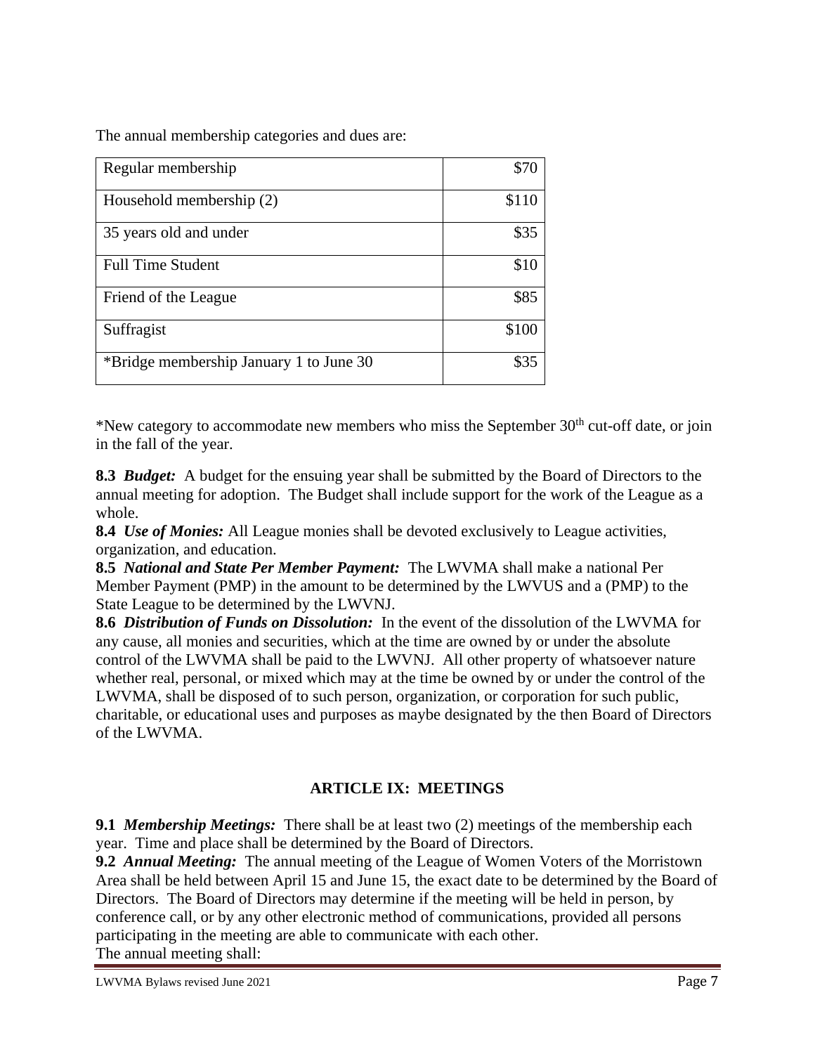The annual membership categories and dues are:

| Regular membership | $70 |
|---|---:|
| Household membership (2) | $110 |
| 35 years old and under | $35 |
| Full Time Student | $10 |
| Friend of the League | $85 |
| Suffragist | $100 |
| *Bridge membership January 1 to June 30 | $35 |

*New category to accommodate new members who miss the September 30th cut-off date, or join in the fall of the year.

**8.3** ***Budget:*** A budget for the ensuing year shall be submitted by the Board of Directors to the annual meeting for adoption. The Budget shall include support for the work of the League as a whole.

**8.4** ***Use of Monies:*** All League monies shall be devoted exclusively to League activities, organization, and education.

**8.5** ***National and State Per Member Payment:*** The LWVMA shall make a national Per Member Payment (PMP) in the amount to be determined by the LWVUS and a (PMP) to the State League to be determined by the LWVNJ.

**8.6** ***Distribution of Funds on Dissolution:*** In the event of the dissolution of the LWVMA for any cause, all monies and securities, which at the time are owned by or under the absolute control of the LWVMA shall be paid to the LWVNJ. All other property of whatsoever nature whether real, personal, or mixed which may at the time be owned by or under the control of the LWVMA, shall be disposed of to such person, organization, or corporation for such public, charitable, or educational uses and purposes as maybe designated by the then Board of Directors of the LWVMA.

## ARTICLE IX: MEETINGS

**9.1** ***Membership Meetings:*** There shall be at least two (2) meetings of the membership each year. Time and place shall be determined by the Board of Directors.

**9.2** ***Annual Meeting:*** The annual meeting of the League of Women Voters of the Morristown Area shall be held between April 15 and June 15, the exact date to be determined by the Board of Directors. The Board of Directors may determine if the meeting will be held in person, by conference call, or by any other electronic method of communications, provided all persons participating in the meeting are able to communicate with each other.

The annual meeting shall: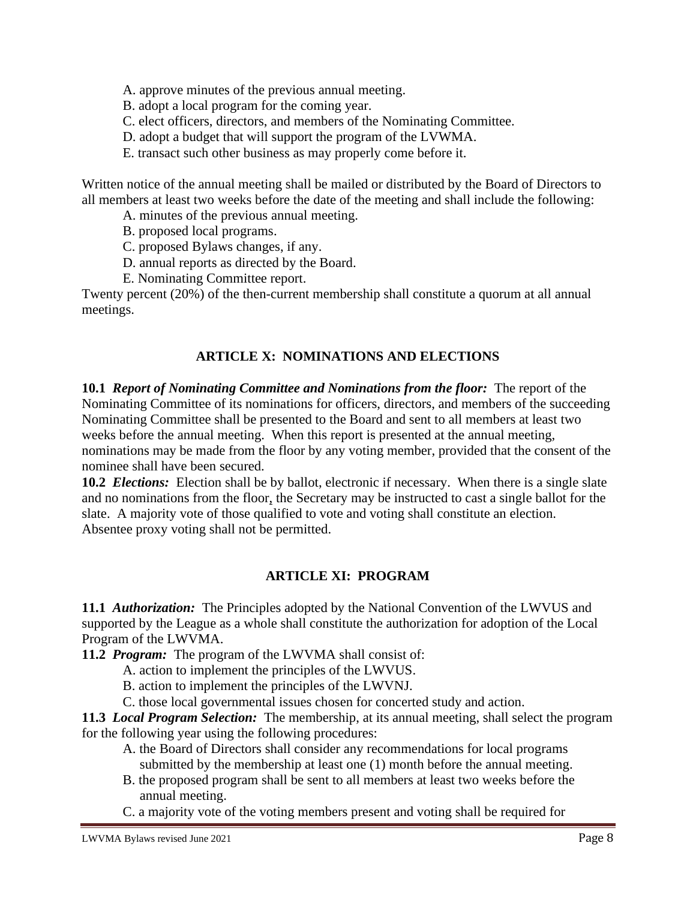A. approve minutes of the previous annual meeting.
B. adopt a local program for the coming year.
C. elect officers, directors, and members of the Nominating Committee.
D. adopt a budget that will support the program of the LVWMA.
E. transact such other business as may properly come before it.

Written notice of the annual meeting shall be mailed or distributed by the Board of Directors to all members at least two weeks before the date of the meeting and shall include the following:

A. minutes of the previous annual meeting.
B. proposed local programs.
C. proposed Bylaws changes, if any.
D. annual reports as directed by the Board.
E. Nominating Committee report.

Twenty percent (20%) of the then-current membership shall constitute a quorum at all annual meetings.

## ARTICLE X: NOMINATIONS AND ELECTIONS

**10.1** ***Report of Nominating Committee and Nominations from the floor:*** The report of the Nominating Committee of its nominations for officers, directors, and members of the succeeding Nominating Committee shall be presented to the Board and sent to all members at least two weeks before the annual meeting. When this report is presented at the annual meeting, nominations may be made from the floor by any voting member, provided that the consent of the nominee shall have been secured.

**10.2** ***Elections:*** Election shall be by ballot, electronic if necessary. When there is a single slate and no nominations from the floor, the Secretary may be instructed to cast a single ballot for the slate. A majority vote of those qualified to vote and voting shall constitute an election. Absentee proxy voting shall not be permitted.

## ARTICLE XI: PROGRAM

**11.1** ***Authorization:*** The Principles adopted by the National Convention of the LWVUS and supported by the League as a whole shall constitute the authorization for adoption of the Local Program of the LWVMA.

**11.2** ***Program:*** The program of the LWVMA shall consist of:

A. action to implement the principles of the LWVUS.
B. action to implement the principles of the LWVNJ.
C. those local governmental issues chosen for concerted study and action.

**11.3** ***Local Program Selection:*** The membership, at its annual meeting, shall select the program for the following year using the following procedures:

A. the Board of Directors shall consider any recommendations for local programs submitted by the membership at least one (1) month before the annual meeting.
B. the proposed program shall be sent to all members at least two weeks before the annual meeting.
C. a majority vote of the voting members present and voting shall be required for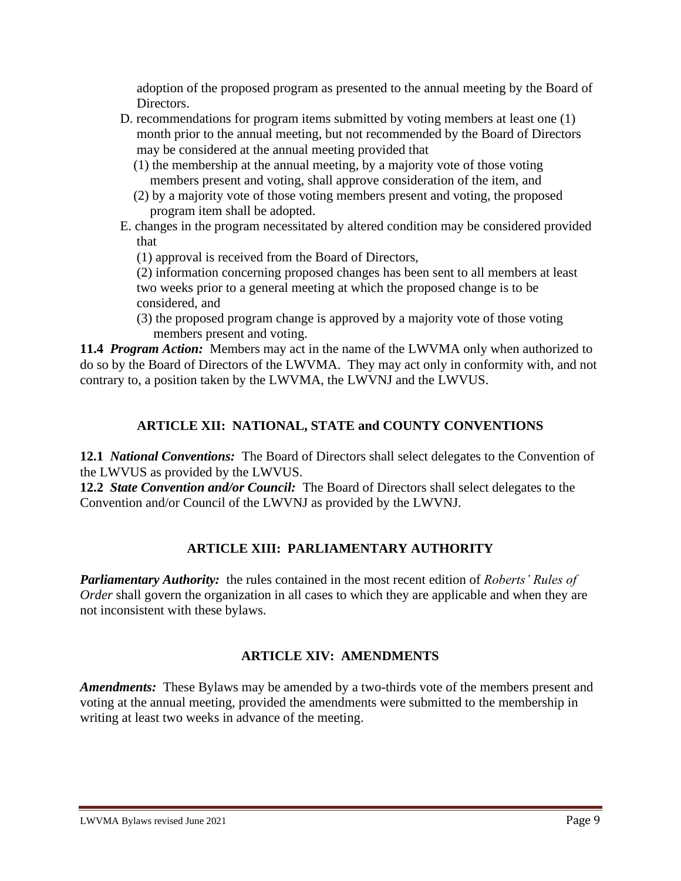adoption of the proposed program as presented to the annual meeting by the Board of Directors.

D. recommendations for program items submitted by voting members at least one (1) month prior to the annual meeting, but not recommended by the Board of Directors may be considered at the annual meeting provided that
   (1) the membership at the annual meeting, by a majority vote of those voting members present and voting, shall approve consideration of the item, and
   (2) by a majority vote of those voting members present and voting, the proposed program item shall be adopted.

E. changes in the program necessitated by altered condition may be considered provided that
   (1) approval is received from the Board of Directors,
   (2) information concerning proposed changes has been sent to all members at least two weeks prior to a general meeting at which the proposed change is to be considered, and
   (3) the proposed program change is approved by a majority vote of those voting members present and voting.

**11.4** ***Program Action:*** Members may act in the name of the LWVMA only when authorized to do so by the Board of Directors of the LWVMA. They may act only in conformity with, and not contrary to, a position taken by the LWVMA, the LWVNJ and the LWVUS.

## ARTICLE XII: NATIONAL, STATE and COUNTY CONVENTIONS

**12.1** ***National Conventions:*** The Board of Directors shall select delegates to the Convention of the LWVUS as provided by the LWVUS.

**12.2** ***State Convention and/or Council:*** The Board of Directors shall select delegates to the Convention and/or Council of the LWVNJ as provided by the LWVNJ.

## ARTICLE XIII: PARLIAMENTARY AUTHORITY

***Parliamentary Authority:*** the rules contained in the most recent edition of *Roberts' Rules of Order* shall govern the organization in all cases to which they are applicable and when they are not inconsistent with these bylaws.

## ARTICLE XIV: AMENDMENTS

***Amendments:*** These Bylaws may be amended by a two-thirds vote of the members present and voting at the annual meeting, provided the amendments were submitted to the membership in writing at least two weeks in advance of the meeting.